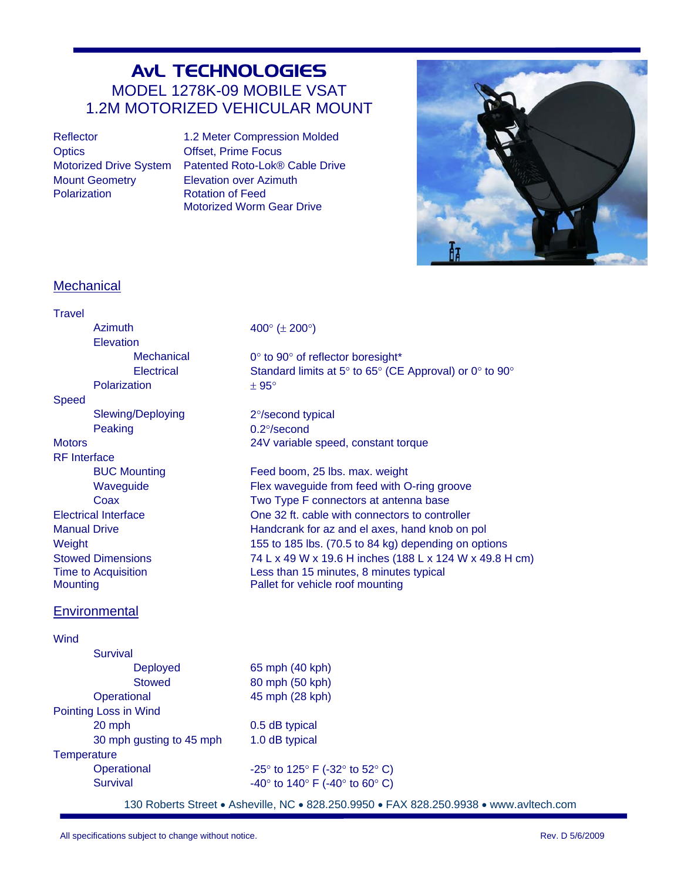# AvL TECHNOLOGIES

## MODEL 1278K-09 MOBILE VSAT
## 1.2M MOTORIZED VEHICULAR MOUNT

| | |
|---|---|
| Reflector | 1.2 Meter Compression Molded |
| Optics | Offset, Prime Focus |
| Motorized Drive System | Patented Roto-Lok® Cable Drive |
| Mount Geometry | Elevation over Azimuth |
| Polarization | Rotation of Feed<br>Motorized Worm Gear Drive |

## Mechanical

| | |
|---|---|
| **Travel** | |
| Azimuth | 400° (± 200°) |
| Elevation | |
| Mechanical | 0° to 90° of reflector boresight* |
| Electrical | Standard limits at 5° to 65° (CE Approval) or 0° to 90° |
| Polarization | ± 95° |
| **Speed** | |
| Slewing/Deploying | 2°/second typical |
| Peaking | 0.2°/second |
| **Motors** | 24V variable speed, constant torque |
| **RF Interface** | |
| BUC Mounting | Feed boom, 25 lbs. max. weight |
| Waveguide | Flex waveguide from feed with O-ring groove |
| Coax | Two Type F connectors at antenna base |
| **Electrical Interface** | One 32 ft. cable with connectors to controller |
| **Manual Drive** | Handcrank for az and el axes, hand knob on pol |
| **Weight** | 155 to 185 lbs. (70.5 to 84 kg) depending on options |
| **Stowed Dimensions** | 74 L x 49 W x 19.6 H inches (188 L x 124 W x 49.8 H cm) |
| **Time to Acquisition** | Less than 15 minutes, 8 minutes typical |
| **Mounting** | Pallet for vehicle roof mounting |

## Environmental

| | |
|---|---|
| **Wind** | |
| Survival | |
| Deployed | 65 mph (40 kph) |
| Stowed | 80 mph (50 kph) |
| Operational | 45 mph (28 kph) |
| **Pointing Loss in Wind** | |
| 20 mph | 0.5 dB typical |
| 30 mph gusting to 45 mph | 1.0 dB typical |
| **Temperature** | |
| Operational | -25° to 125° F (-32° to 52° C) |
| Survival | -40° to 140° F (-40° to 60° C) |

130 Roberts Street • Asheville, NC • 828.250.9950 • FAX 828.250.9938 • www.avltech.com

All specifications subject to change without notice. Rev. D 5/6/2009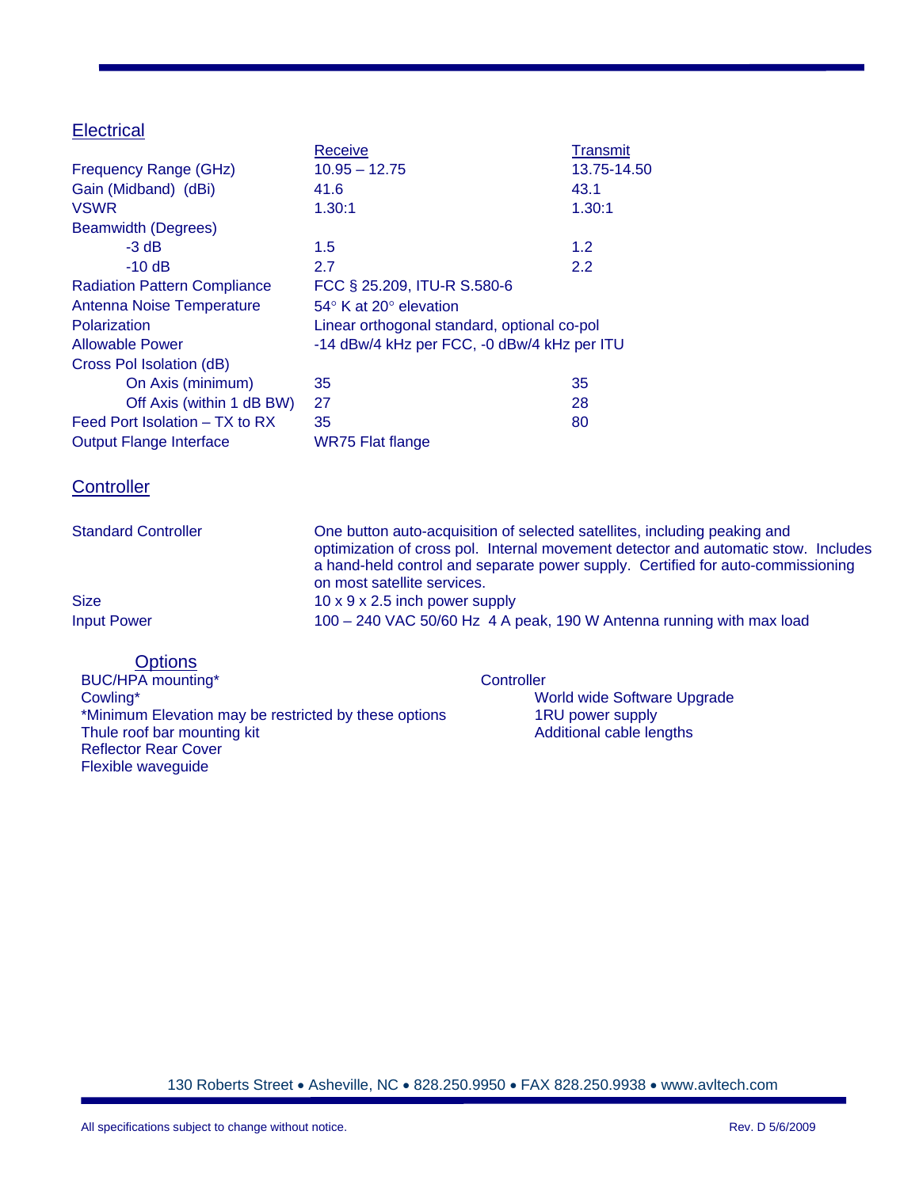## Electrical

| | Receive | Transmit |
|---|---|---|
| Frequency Range (GHz) | 10.95 – 12.75 | 13.75-14.50 |
| Gain (Midband) (dBi) | 41.6 | 43.1 |
| VSWR | 1.30:1 | 1.30:1 |
| Beamwidth (Degrees) | | |
| -3 dB | 1.5 | 1.2 |
| -10 dB | 2.7 | 2.2 |
| Radiation Pattern Compliance | FCC § 25.209, ITU-R S.580-6 | |
| Antenna Noise Temperature | 54° K at 20° elevation | |
| Polarization | Linear orthogonal standard, optional co-pol | |
| Allowable Power | -14 dBw/4 kHz per FCC, -0 dBw/4 kHz per ITU | |
| Cross Pol Isolation (dB) | | |
| On Axis (minimum) | 35 | 35 |
| Off Axis (within 1 dB BW) | 27 | 28 |
| Feed Port Isolation – TX to RX | 35 | 80 |
| Output Flange Interface | WR75 Flat flange | |

## Controller

| | |
|---|---|
| Standard Controller | One button auto-acquisition of selected satellites, including peaking and optimization of cross pol. Internal movement detector and automatic stow. Includes a hand-held control and separate power supply. Certified for auto-commissioning on most satellite services. |
| Size | 10 x 9 x 2.5 inch power supply |
| Input Power | 100 – 240 VAC 50/60 Hz 4 A peak, 190 W Antenna running with max load |

## Options

BUC/HPA mounting*
Cowling*
*Minimum Elevation may be restricted by these options
Thule roof bar mounting kit
Reflector Rear Cover
Flexible waveguide

Controller
- World wide Software Upgrade
- 1RU power supply
- Additional cable lengths

130 Roberts Street • Asheville, NC • 828.250.9950 • FAX 828.250.9938 • www.avltech.com

All specifications subject to change without notice.

Rev. D 5/6/2009